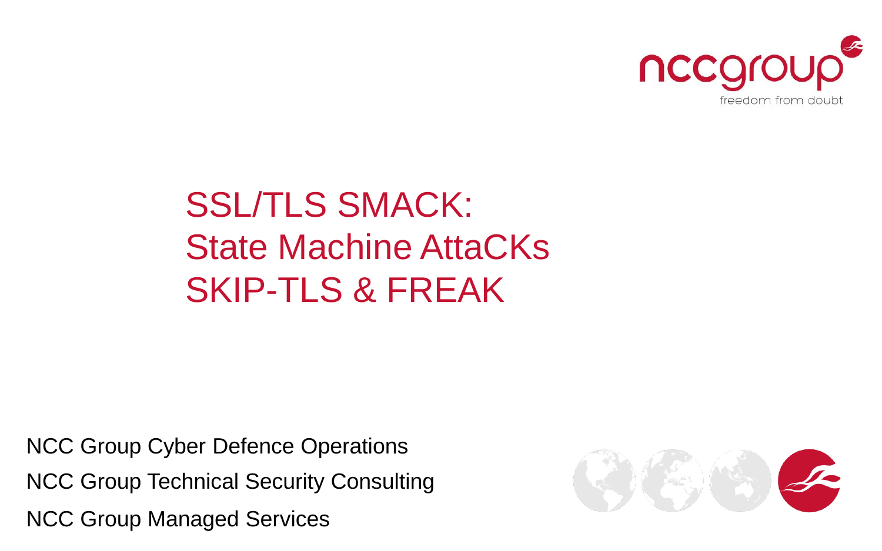# SSL/TLS SMACK: State Machine AttaCKs SKIP-TLS & FREAK

NCC Group Cyber Defence Operations

NCC Group Technical Security Consulting

NCC Group Managed Services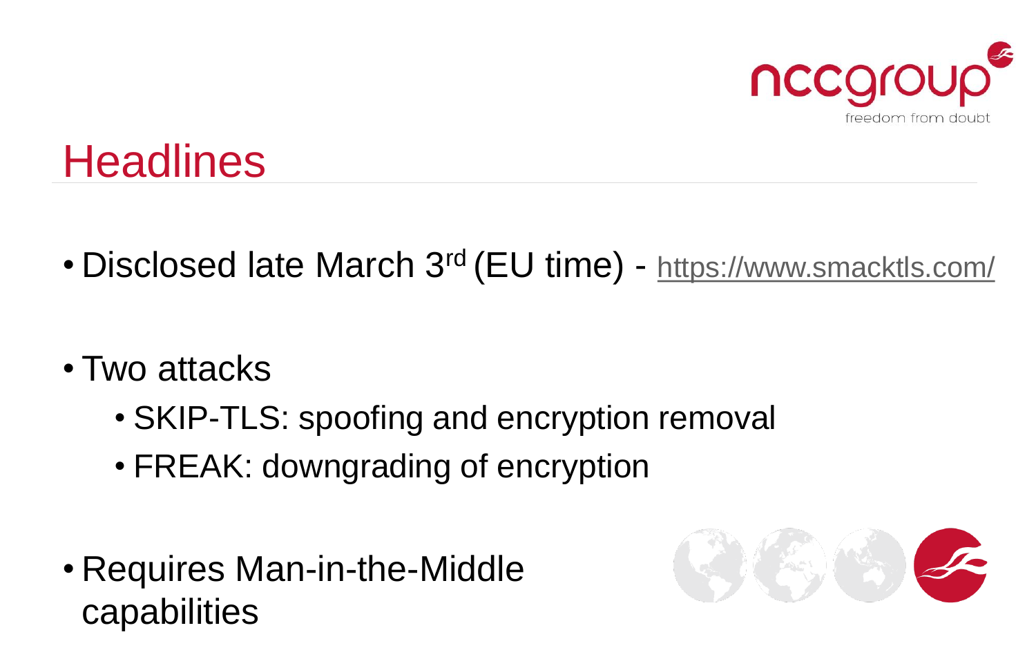# Headlines

- Disclosed late March 3rd (EU time) - https://www.smacktls.com/
- Two attacks
  - SKIP-TLS: spoofing and encryption removal
  - FREAK: downgrading of encryption
- Requires Man-in-the-Middle capabilities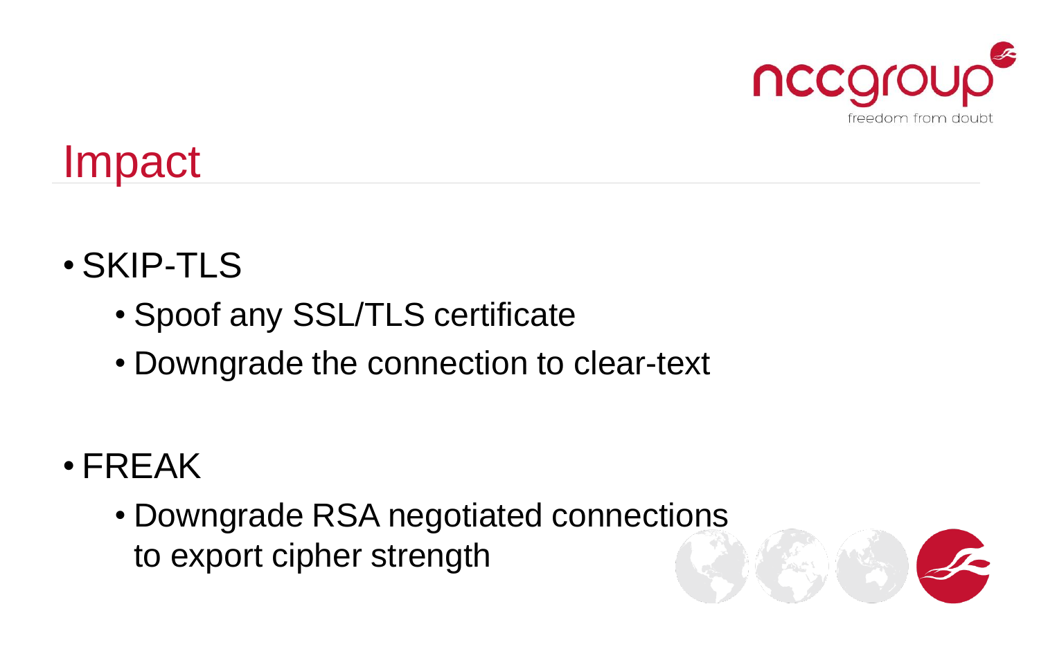# Impact

- SKIP-TLS
  - Spoof any SSL/TLS certificate
  - Downgrade the connection to clear-text
- FREAK
  - Downgrade RSA negotiated connections to export cipher strength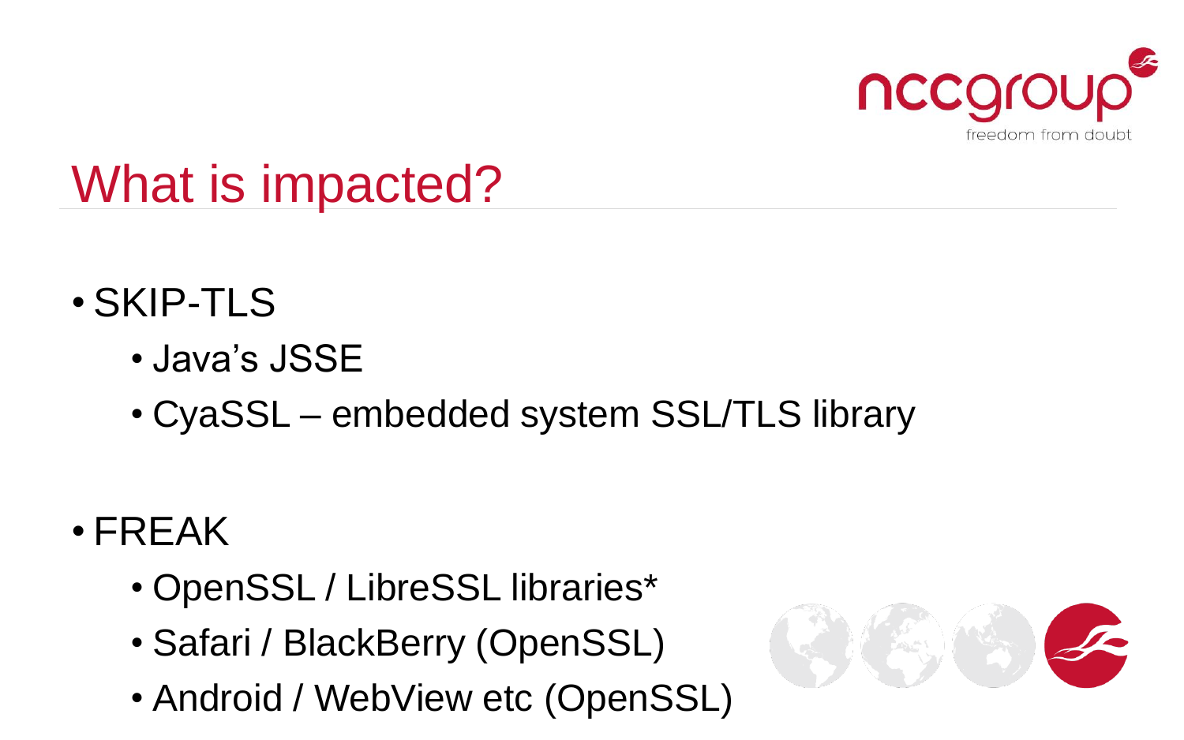# What is impacted?

- SKIP-TLS
  - Java's JSSE
  - CyaSSL – embedded system SSL/TLS library

- FREAK
  - OpenSSL / LibreSSL libraries*
  - Safari / BlackBerry (OpenSSL)
  - Android / WebView etc (OpenSSL)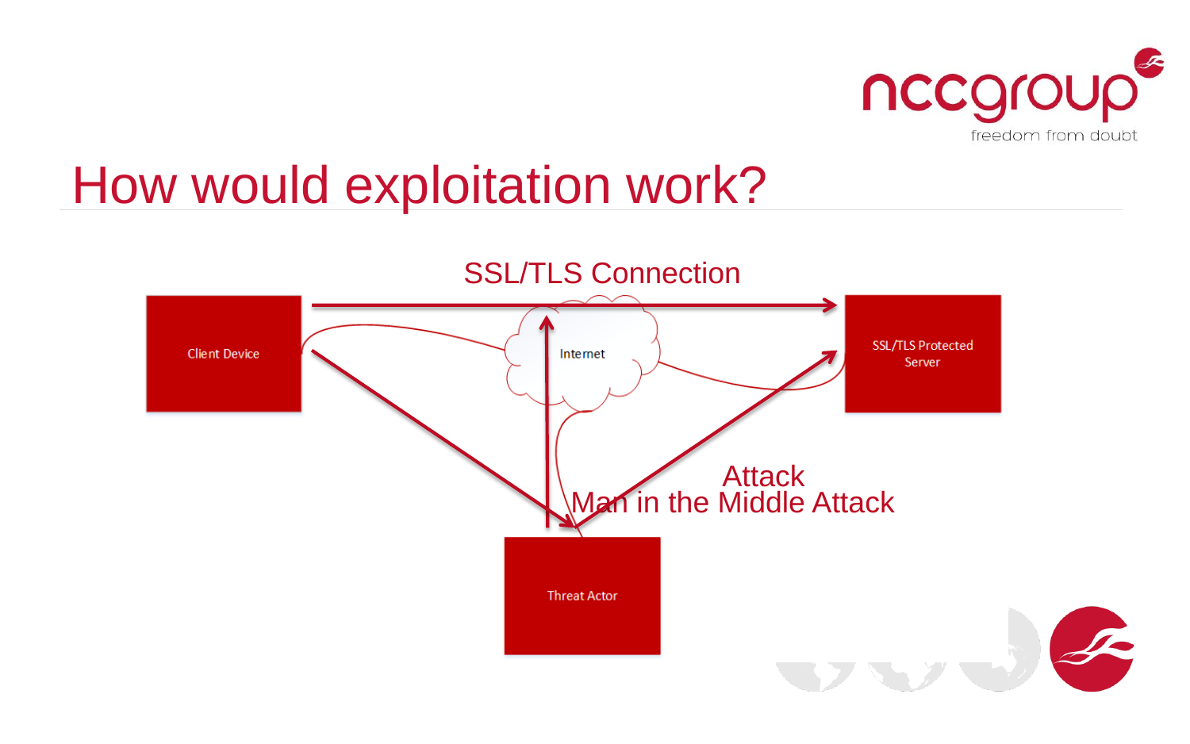# How would exploitation work?

SSL/TLS Connection

Client Device

Internet

SSL/TLS Protected Server

Attack

Man in the Middle Attack

Threat Actor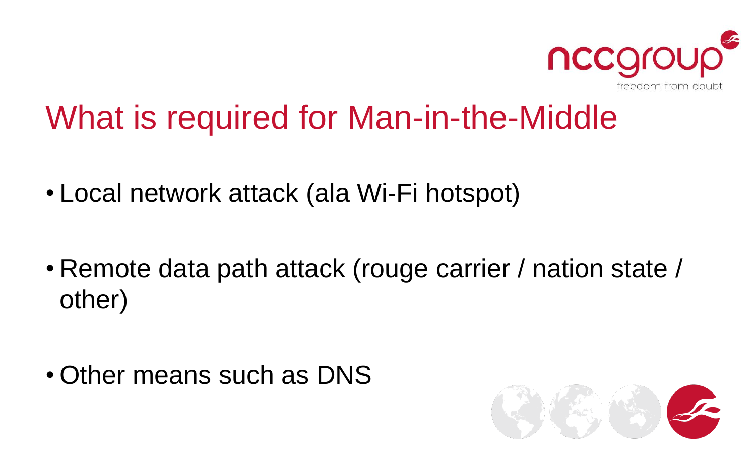# What is required for Man-in-the-Middle

- Local network attack (ala Wi-Fi hotspot)
- Remote data path attack (rouge carrier / nation state / other)
- Other means such as DNS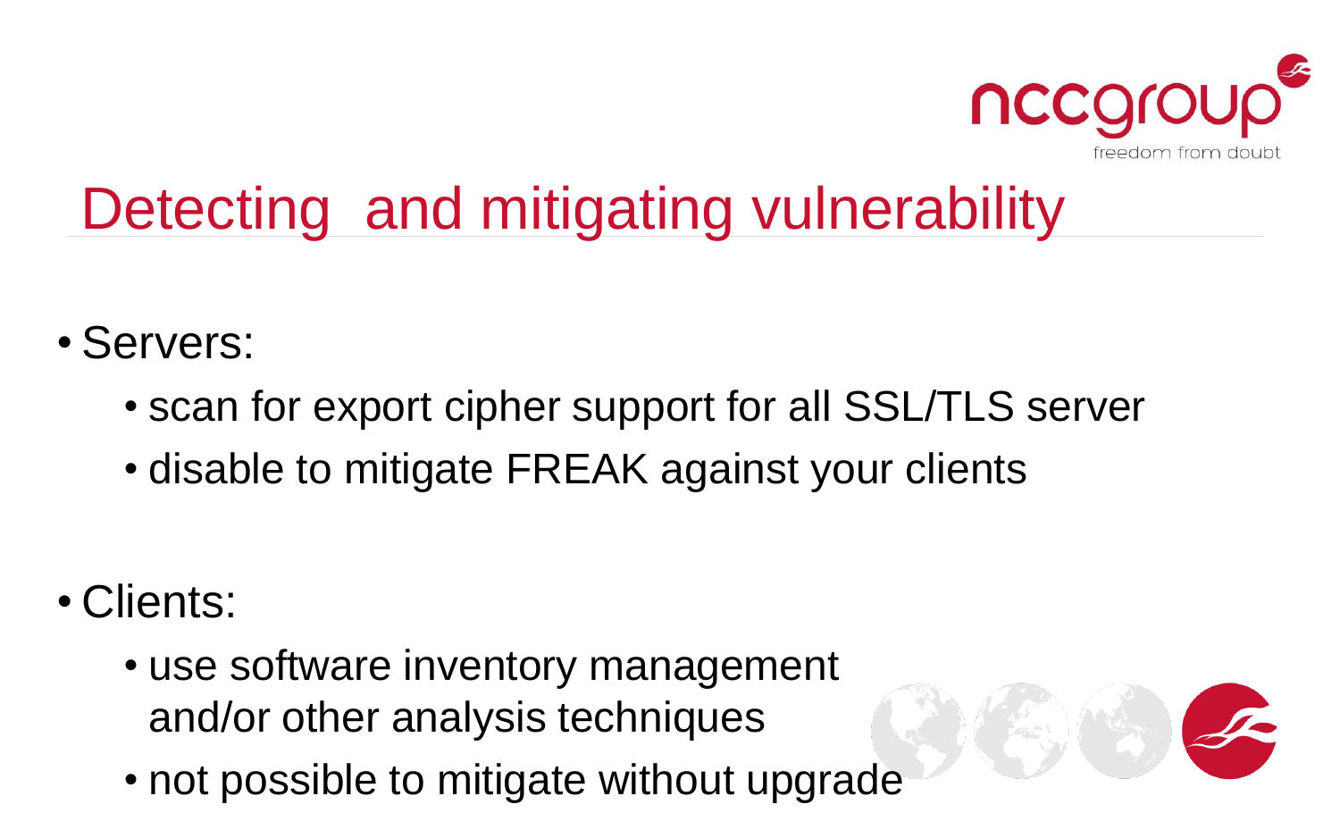# Detecting  and mitigating vulnerability

- Servers:
  - scan for export cipher support for all SSL/TLS server
  - disable to mitigate FREAK against your clients

- Clients:
  - use software inventory management and/or other analysis techniques
  - not possible to mitigate without upgrade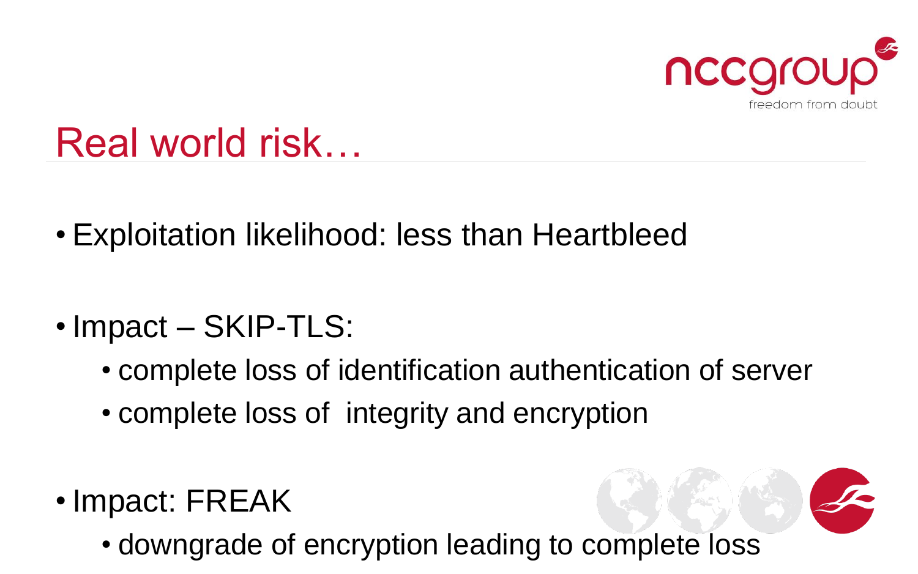# Real world risk…

- Exploitation likelihood: less than Heartbleed
- Impact – SKIP-TLS:
  - complete loss of identification authentication of server
  - complete loss of integrity and encryption
- Impact: FREAK
  - downgrade of encryption leading to complete loss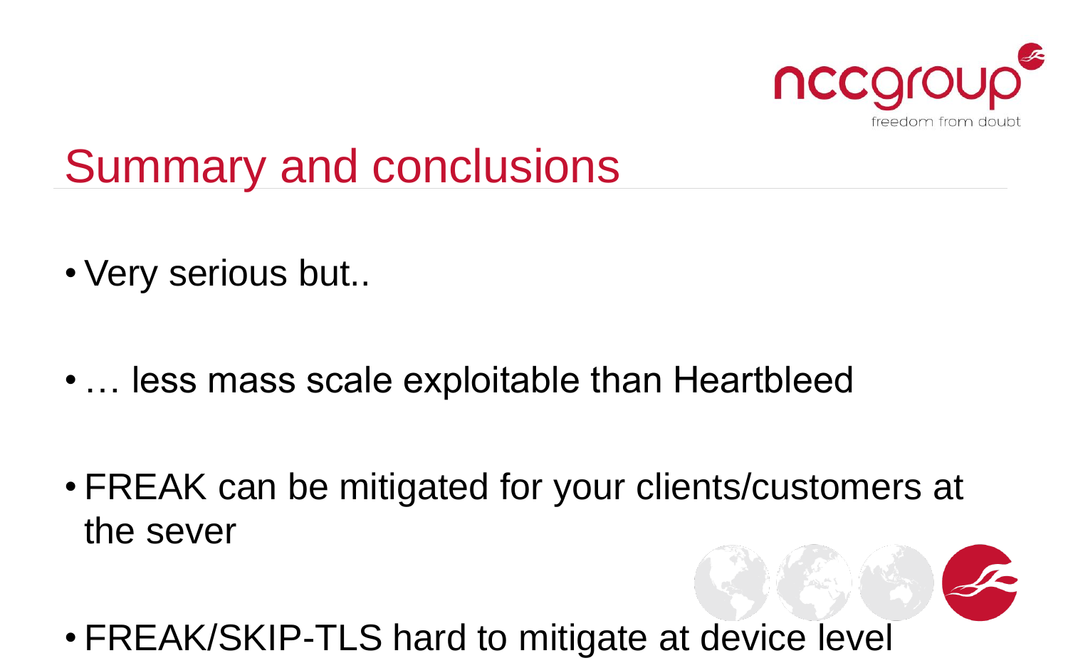# Summary and conclusions

- Very serious but..
- … less mass scale exploitable than Heartbleed
- FREAK can be mitigated for your clients/customers at the sever
- FREAK/SKIP-TLS hard to mitigate at device level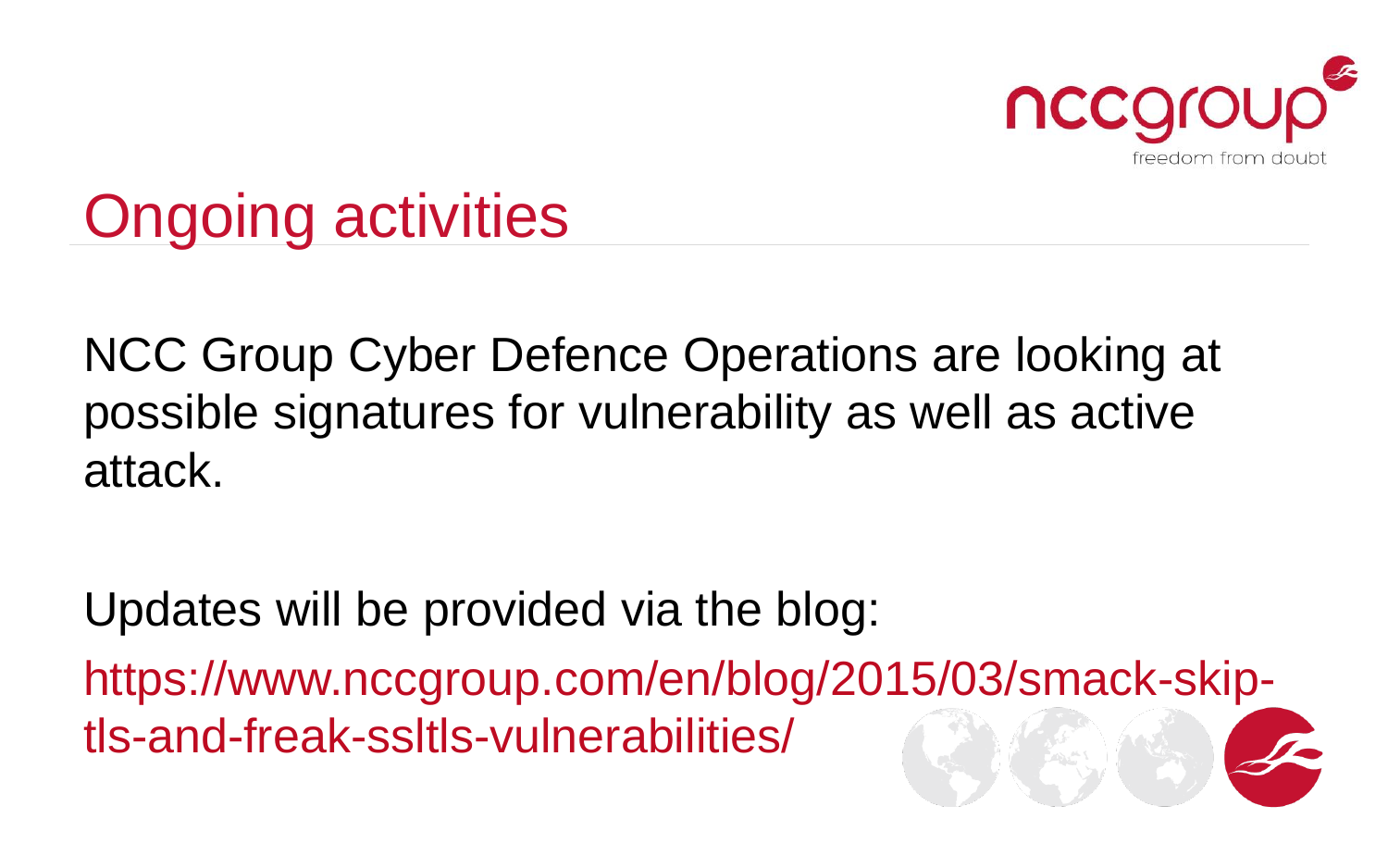# Ongoing activities

NCC Group Cyber Defence Operations are looking at possible signatures for vulnerability as well as active attack.

Updates will be provided via the blog:

https://www.nccgroup.com/en/blog/2015/03/smack-skip-tls-and-freak-ssltls-vulnerabilities/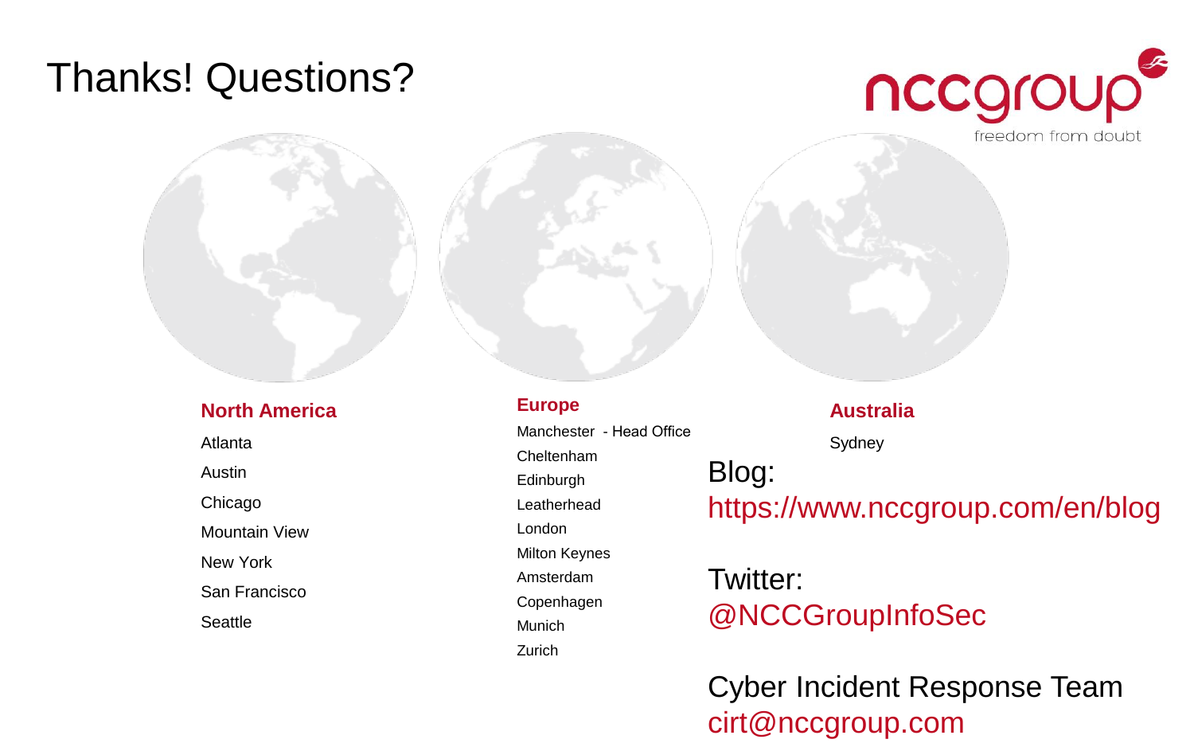# Thanks! Questions?

nccgroup
freedom from doubt

**North America**

Atlanta

Austin

Chicago

Mountain View

New York

San Francisco

Seattle

**Europe**

Manchester - Head Office

Cheltenham

Edinburgh

Leatherhead

London

Milton Keynes

Amsterdam

Copenhagen

Munich

Zurich

**Australia**

Sydney

Blog:
https://www.nccgroup.com/en/blog

Twitter:
@NCCGroupInfoSec

Cyber Incident Response Team
cirt@nccgroup.com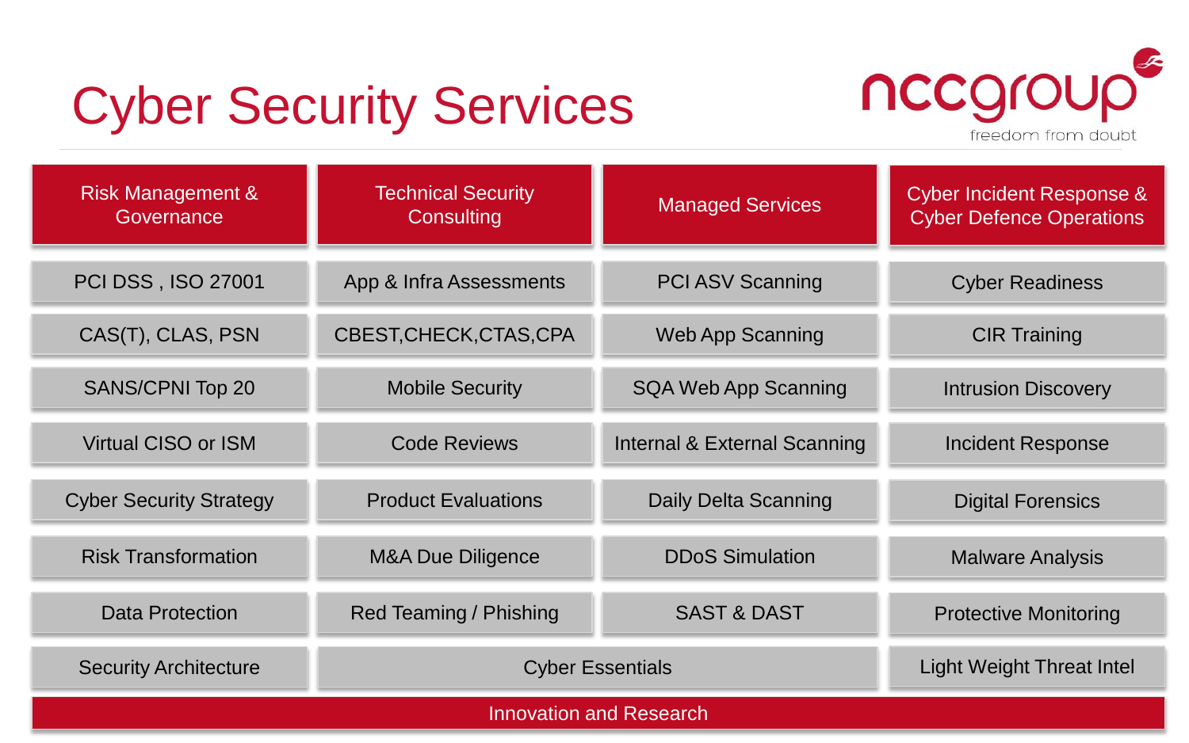# Cyber Security Services

nccgroup
freedom from doubt

| Risk Management & Governance | Technical Security Consulting | Managed Services | Cyber Incident Response & Cyber Defence Operations |
|---|---|---|---|
| PCI DSS , ISO 27001 | App & Infra Assessments | PCI ASV Scanning | Cyber Readiness |
| CAS(T), CLAS, PSN | CBEST,CHECK,CTAS,CPA | Web App Scanning | CIR Training |
| SANS/CPNI Top 20 | Mobile Security | SQA Web App Scanning | Intrusion Discovery |
| Virtual CISO or ISM | Code Reviews | Internal & External Scanning | Incident Response |
| Cyber Security Strategy | Product Evaluations | Daily Delta Scanning | Digital Forensics |
| Risk Transformation | M&A Due Diligence | DDoS Simulation | Malware Analysis |
| Data Protection | Red Teaming / Phishing | SAST & DAST | Protective Monitoring |
| Security Architecture | Cyber Essentials | | Light Weight Threat Intel |
| Innovation and Research | | | |